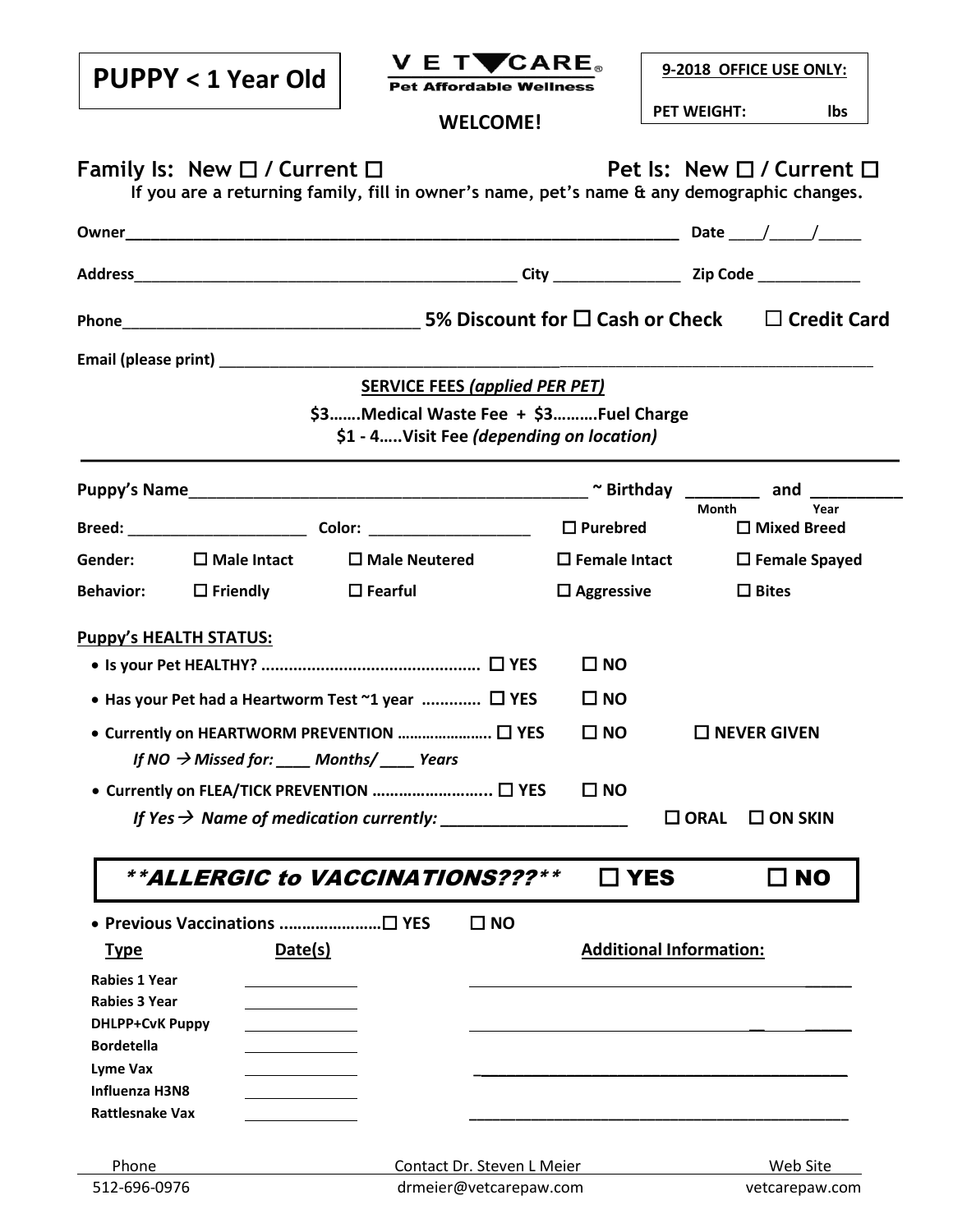# PUPPY < 1 Year Old

**VET CARE®**
**Pet Affordable Wellness**

**WELCOME!**

**9-2018 OFFICE USE ONLY:**

**PET WEIGHT:** ______ **lbs**

**Family Is: New ☐ / Current ☐** **Pet Is: New ☐ / Current ☐**

**If you are a returning family, fill in owner's name, pet's name & any demographic changes.**

**Owner**_______________________________________________ **Date** ____/_____/_____

**Address**_______________________________________ **City** ______________ **Zip Code** ____________

**Phone**________________________________ **5% Discount for ☐ Cash or Check ☐ Credit Card**

**Email (please print)** ____________________________________________________________

**SERVICE FEES *(applied PER PET)***

**$3…….Medical Waste Fee + $3……….Fuel Charge**

**$1 - 4…..Visit Fee *(depending on location)***

---

**Puppy's Name**__________________________________________ **~ Birthday** ________ **and** _________
(Month) (Year)

**Breed:** ____________________ **Color:** __________________ **☐ Purebred** **☐ Mixed Breed**

**Gender:** ☐ Male Intact ☐ Male Neutered ☐ Female Intact ☐ Female Spayed

**Behavior:** ☐ Friendly ☐ Fearful ☐ Aggressive ☐ Bites

**Puppy's HEALTH STATUS:**

- **Is your Pet HEALTHY? ............................................... ☐ YES ☐ NO**
- **Has your Pet had a Heartworm Test ~1 year ............ ☐ YES ☐ NO**
- **Currently on HEARTWORM PREVENTION …………………. ☐ YES ☐ NO ☐ NEVER GIVEN**
  *If NO → Missed for: ____ Months/ ____ Years*
- **Currently on FLEA/TICK PREVENTION …………………….. ☐ YES ☐ NO**
  *If Yes → Name of medication currently:* ____________________ **☐ ORAL ☐ ON SKIN**

***\*\*ALLERGIC to VACCINATIONS???\*\**** **☐ YES ☐ NO**

- **Previous Vaccinations …………………☐ YES ☐ NO**

| Type | Date(s) | Additional Information: |
|---|---|---|
| Rabies 1 Year | | |
| Rabies 3 Year | | |
| DHLPP+CvK Puppy | | |
| Bordetella | | |
| Lyme Vax | | |
| Influenza H3N8 | | |
| Rattlesnake Vax | | |

| Phone | Contact Dr. Steven L Meier | Web Site |
|---|---|---|
| 512-696-0976 | drmeier@vetcarepaw.com | vetcarepaw.com |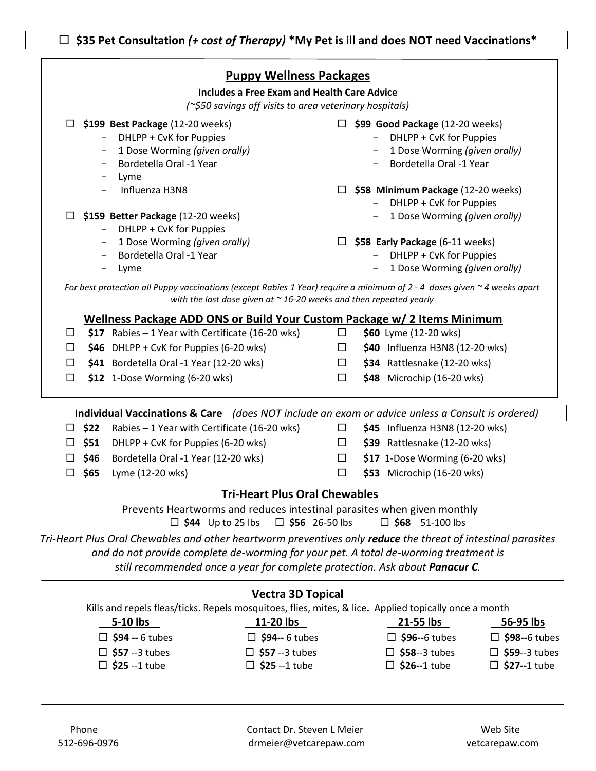☐ **$35 Pet Consultation** ***(+ cost of Therapy)*** **\*My Pet is ill and does NOT need Vaccinations\***

## Puppy Wellness Packages

**Includes a Free Exam and Health Care Advice**

*(~$50 savings off visits to area veterinary hospitals)*

☐ **$199 Best Package** (12-20 weeks)
- DHLPP + CvK for Puppies
- 1 Dose Worming *(given orally)*
- Bordetella Oral -1 Year
- Lyme
- Influenza H3N8

☐ **$159 Better Package** (12-20 weeks)
- DHLPP + CvK for Puppies
- 1 Dose Worming *(given orally)*
- Bordetella Oral -1 Year
- Lyme

☐ **$99 Good Package** (12-20 weeks)
- DHLPP + CvK for Puppies
- 1 Dose Worming *(given orally)*
- Bordetella Oral -1 Year

☐ **$58 Minimum Package** (12-20 weeks)
- DHLPP + CvK for Puppies
- 1 Dose Worming *(given orally)*

☐ **$58 Early Package** (6-11 weeks)
- DHLPP + CvK for Puppies
- 1 Dose Worming *(given orally)*

*For best protection all Puppy vaccinations (except Rabies 1 Year) require a minimum of 2 - 4 doses given ~ 4 weeks apart with the last dose given at ~ 16-20 weeks and then repeated yearly*

## Wellness Package ADD ONS or Build Your Custom Package w/ 2 Items Minimum

☐ **$17** Rabies – 1 Year with Certificate (16-20 wks)
☐ **$46** DHLPP + CvK for Puppies (6-20 wks)
☐ **$41** Bordetella Oral -1 Year (12-20 wks)
☐ **$12** 1-Dose Worming (6-20 wks)
☐ **$60** Lyme (12-20 wks)
☐ **$40** Influenza H3N8 (12-20 wks)
☐ **$34** Rattlesnake (12-20 wks)
☐ **$48** Microchip (16-20 wks)

## Individual Vaccinations & Care *(does NOT include an exam or advice unless a Consult is ordered)*

☐ **$22** Rabies – 1 Year with Certificate (16-20 wks)
☐ **$51** DHLPP + CvK for Puppies (6-20 wks)
☐ **$46** Bordetella Oral -1 Year (12-20 wks)
☐ **$65** Lyme (12-20 wks)
☐ **$45** Influenza H3N8 (12-20 wks)
☐ **$39** Rattlesnake (12-20 wks)
☐ **$17** 1-Dose Worming (6-20 wks)
☐ **$53** Microchip (16-20 wks)

## Tri-Heart Plus Oral Chewables

Prevents Heartworms and reduces intestinal parasites when given monthly

☐ **$44** Up to 25 lbs ☐ **$56** 26-50 lbs ☐ **$68** 51-100 lbs

*Tri-Heart Plus Oral Chewables and other heartworm preventives only **reduce** the threat of intestinal parasites and do not provide complete de-worming for your pet. A total de-worming treatment is still recommended once a year for complete protection. Ask about **Panacur C**.*

## Vectra 3D Topical

Kills and repels fleas/ticks. Repels mosquitoes, flies, mites, & lice**.** Applied topically once a month

| 5-10 lbs | 11-20 lbs | 21-55 lbs | 56-95 lbs |
|---|---|---|---|
| ☐ **$94 --** 6 tubes | ☐ **$94--** 6 tubes | ☐ **$96--**6 tubes | ☐ **$98--**6 tubes |
| ☐ **$57** --3 tubes | ☐ **$57** --3 tubes | ☐ **$58**--3 tubes | ☐ **$59**--3 tubes |
| ☐ **$25** --1 tube | ☐ **$25** --1 tube | ☐ **$26--**1 tube | ☐ **$27--**1 tube |

| Phone | Contact Dr. Steven L Meier | Web Site |
|---|---|---|
| 512-696-0976 | drmeier@vetcarepaw.com | vetcarepaw.com |